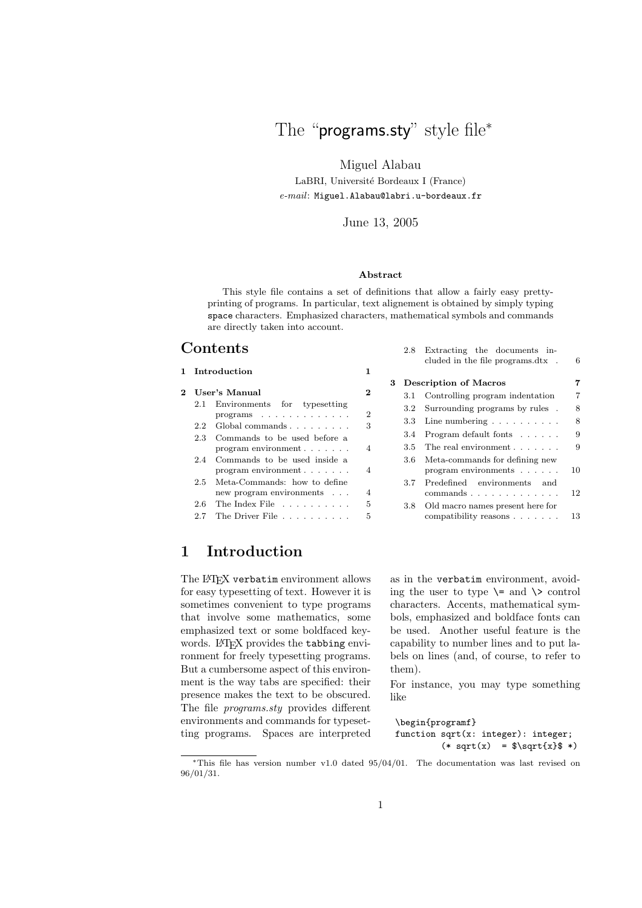# The "programs.sty" style file*

Miguel Alabau

LaBRI, Université Bordeaux I (France)

*e-mail*: `Miguel.Alabau@labri.u-bordeaux.fr`

June 13, 2005

**Abstract**

This style file contains a set of definitions that allow a fairly easy pretty-printing of programs. In particular, text alignement is obtained by simply typing `space` characters. Emphasized characters, mathematical symbols and commands are directly taken into account.

## Contents

**1 Introduction** — 1

**2 User's Manual** — 2

- 2.1 Environments for typesetting programs — 2
- 2.2 Global commands — 3
- 2.3 Commands to be used before a program environment — 4
- 2.4 Commands to be used inside a program environment — 4
- 2.5 Meta-Commands: how to define new program environments — 4
- 2.6 The Index File — 5
- 2.7 The Driver File — 5
- 2.8 Extracting the documents included in the file programs.dtx — 6

**3 Description of Macros** — 7

- 3.1 Controlling program indentation — 7
- 3.2 Surrounding programs by rules — 8
- 3.3 Line numbering — 8
- 3.4 Program default fonts — 9
- 3.5 The real environment — 9
- 3.6 Meta-commands for defining new program environments — 10
- 3.7 Predefined environments and commands — 12
- 3.8 Old macro names present here for compatibility reasons — 13

# 1 Introduction

The LaTeX `verbatim` environment allows for easy typesetting of text. However it is sometimes convenient to type programs that involve some mathematics, some emphasized text or some boldfaced keywords. LaTeX provides the `tabbing` environment for freely typesetting programs. But a cumbersome aspect of this environment is the way tabs are specified: their presence makes the text to be obscured. The file *programs.sty* provides different environments and commands for typesetting programs. Spaces are interpreted as in the `verbatim` environment, avoiding the user to type `\=` and `\>` control characters. Accents, mathematical symbols, emphasized and boldface fonts can be used. Another useful feature is the capability to number lines and to put labels on lines (and, of course, to refer to them).

For instance, you may type something like

```
\begin{programf}
function sqrt(x: integer): integer;
        (* sqrt(x)  = $\sqrt{x}$ *)
```

*This file has version number v1.0 dated 95/04/01. The documentation was last revised on 96/01/31.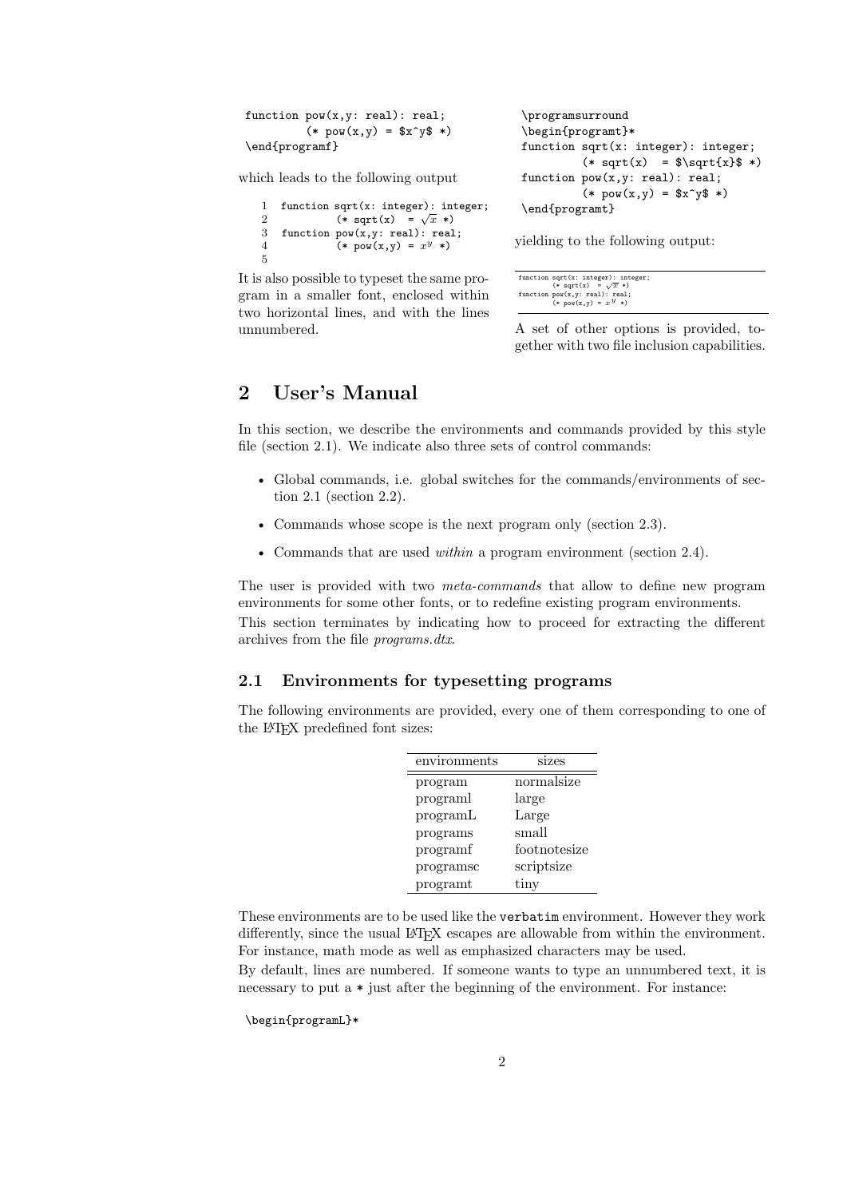```
function pow(x,y: real): real;
         (* pow(x,y) = $x^y$ *)
\end{programf}
```

which leads to the following output

```
1  function sqrt(x: integer): integer;
2           (* sqrt(x)  = √x *)
3  function pow(x,y: real): real;
4           (* pow(x,y) = x^y *)
5
```

It is also possible to typeset the same program in a smaller font, enclosed within two horizontal lines, and with the lines unnumbered.

```
\programsurround
\begin{programt}*
function sqrt(x: integer): integer;
         (* sqrt(x)  = $\sqrt{x}$ *)
function pow(x,y: real): real;
         (* pow(x,y) = $x^y$ *)
\end{programt}
```

yielding to the following output:

```
function sqrt(x: integer): integer;
         (* sqrt(x)  = √x *)
function pow(x,y: real): real;
         (* pow(x,y) = x^y *)
```

A set of other options is provided, together with two file inclusion capabilities.

## 2 User's Manual

In this section, we describe the environments and commands provided by this style file (section 2.1). We indicate also three sets of control commands:

- Global commands, i.e. global switches for the commands/environments of section 2.1 (section 2.2).
- Commands whose scope is the next program only (section 2.3).
- Commands that are used *within* a program environment (section 2.4).

The user is provided with two *meta-commands* that allow to define new program environments for some other fonts, or to redefine existing program environments.

This section terminates by indicating how to proceed for extracting the different archives from the file *programs.dtx*.

### 2.1 Environments for typesetting programs

The following environments are provided, every one of them corresponding to one of the LaTeX predefined font sizes:

| environments | sizes |
|---|---|
| program | normalsize |
| programl | large |
| programL | Large |
| programs | small |
| programf | footnotesize |
| programsc | scriptsize |
| programt | tiny |

These environments are to be used like the `verbatim` environment. However they work differently, since the usual LaTeX escapes are allowable from within the environment. For instance, math mode as well as emphasized characters may be used.

By default, lines are numbered. If someone wants to type an unnumbered text, it is necessary to put a * just after the beginning of the environment. For instance:

```
\begin{programL}*
```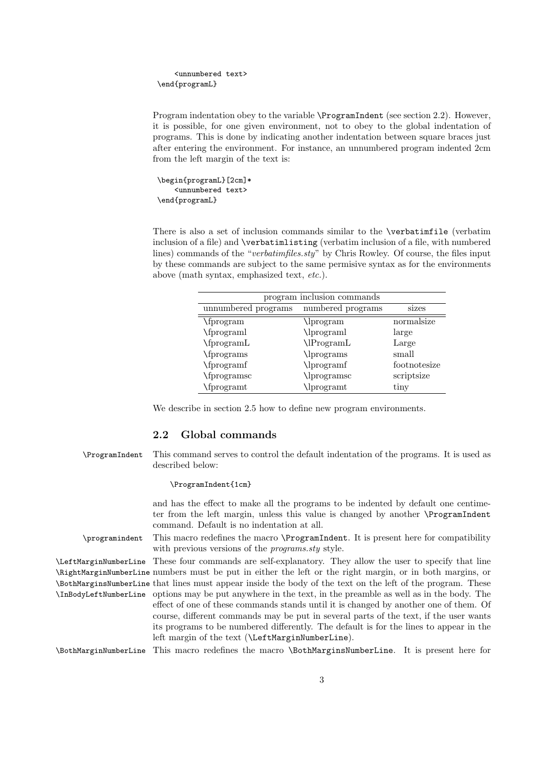```
    <unnumbered text>
\end{programL}
```

Program indentation obey to the variable `\ProgramIndent` (see section 2.2). However, it is possible, for one given environment, not to obey to the global indentation of programs. This is done by indicating another indentation between square braces just after entering the environment. For instance, an unnumbered program indented 2cm from the left margin of the text is:

```
\begin{programL}[2cm]*
    <unnumbered text>
\end{programL}
```

There is also a set of inclusion commands similar to the `\verbatimfile` (verbatim inclusion of a file) and `\verbatimlisting` (verbatim inclusion of a file, with numbered lines) commands of the "*verbatimfiles.sty*" by Chris Rowley. Of course, the files input by these commands are subject to the same permisive syntax as for the environments above (math syntax, emphasized text, *etc.*).

| program inclusion commands | | |
|---|---|---|
| unnumbered programs | numbered programs | sizes |
| \fprogram | \lprogram | normalsize |
| \fprograml | \lprograml | large |
| \fprogramL | \lProgramL | Large |
| \fprograms | \lprograms | small |
| \fprogramf | \lprogramf | footnotesize |
| \fprogramsc | \lprogramsc | scriptsize |
| \fprogramt | \lprogramt | tiny |

We describe in section 2.5 how to define new program environments.

### 2.2 Global commands

`\ProgramIndent` This command serves to control the default indentation of the programs. It is used as described below:

```
\ProgramIndent{1cm}
```

and has the effect to make all the programs to be indented by default one centimeter from the left margin, unless this value is changed by another `\ProgramIndent` command. Default is no indentation at all.

`\programindent` This macro redefines the macro `\ProgramIndent`. It is present here for compatibility with previous versions of the *programs.sty* style.

`\LeftMarginNumberLine` `\RightMarginNumberLine` `\BothMarginsNumberLine` `\InBodyLeftNumberLine` These four commands are self-explanatory. They allow the user to specify that line numbers must be put in either the left or the right margin, or in both margins, or that lines must appear inside the body of the text on the left of the program. These options may be put anywhere in the text, in the preamble as well as in the body. The effect of one of these commands stands until it is changed by another one of them. Of course, different commands may be put in several parts of the text, if the user wants its programs to be numbered differently. The default is for the lines to appear in the left margin of the text (`\LeftMarginNumberLine`).

`\BothMarginNumberLine` This macro redefines the macro `\BothMarginsNumberLine`. It is present here for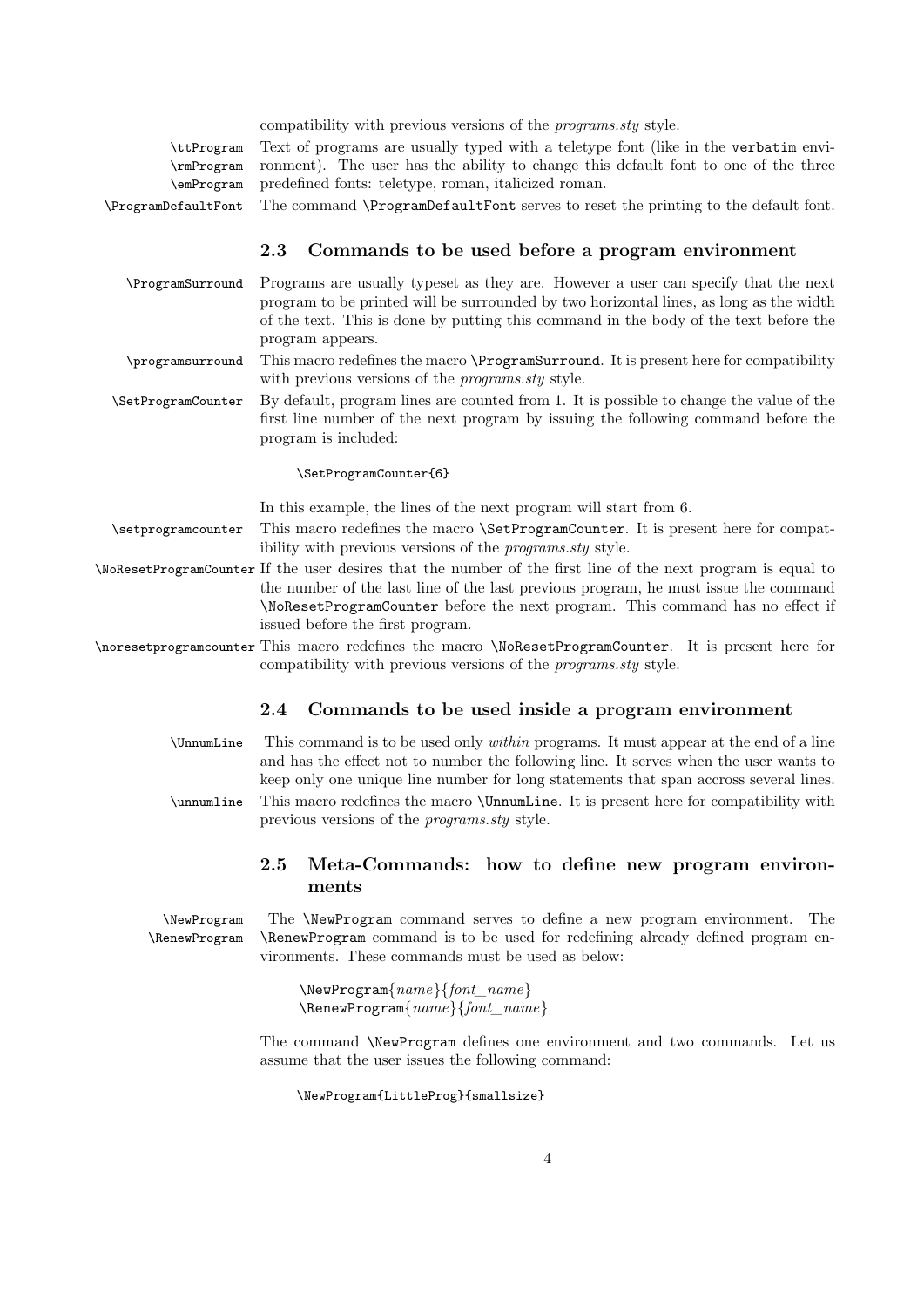compatibility with previous versions of the *programs.sty* style.

`\ttProgram` `\rmProgram` `\emProgram` Text of programs are usually typed with a teletype font (like in the `verbatim` environment). The user has the ability to change this default font to one of the three predefined fonts: teletype, roman, italicized roman.

`\ProgramDefaultFont` The command `\ProgramDefaultFont` serves to reset the printing to the default font.

### 2.3 Commands to be used before a program environment

`\ProgramSurround` Programs are usually typeset as they are. However a user can specify that the next program to be printed will be surrounded by two horizontal lines, as long as the width of the text. This is done by putting this command in the body of the text before the program appears.

`\programsurround` This macro redefines the macro `\ProgramSurround`. It is present here for compatibility with previous versions of the *programs.sty* style.

`\SetProgramCounter` By default, program lines are counted from 1. It is possible to change the value of the first line number of the next program by issuing the following command before the program is included:

```
\SetProgramCounter{6}
```

In this example, the lines of the next program will start from 6.

`\setprogramcounter` This macro redefines the macro `\SetProgramCounter`. It is present here for compatibility with previous versions of the *programs.sty* style.

`\NoResetProgramCounter` If the user desires that the number of the first line of the next program is equal to the number of the last line of the last previous program, he must issue the command `\NoResetProgramCounter` before the next program. This command has no effect if issued before the first program.

`\noresetprogramcounter` This macro redefines the macro `\NoResetProgramCounter`. It is present here for compatibility with previous versions of the *programs.sty* style.

### 2.4 Commands to be used inside a program environment

`\UnnumLine` This command is to be used only *within* programs. It must appear at the end of a line and has the effect not to number the following line. It serves when the user wants to keep only one unique line number for long statements that span accross several lines.

`\unnumline` This macro redefines the macro `\UnnumLine`. It is present here for compatibility with previous versions of the *programs.sty* style.

### 2.5 Meta-Commands: how to define new program environments

`\NewProgram` `\RenewProgram` The `\NewProgram` command serves to define a new program environment. The `\RenewProgram` command is to be used for redefining already defined program environments. These commands must be used as below:

> `\NewProgram`{*name*}{*font_name*}
> `\RenewProgram`{*name*}{*font_name*}

The command `\NewProgram` defines one environment and two commands. Let us assume that the user issues the following command:

```
\NewProgram{LittleProg}{smallsize}
```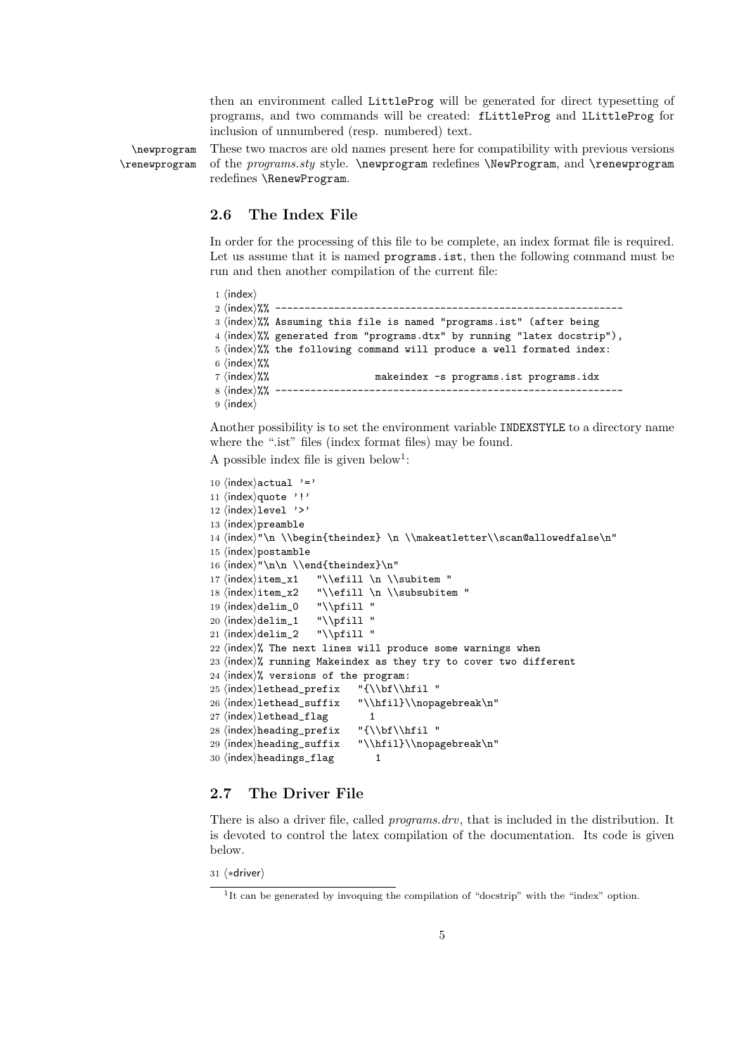then an environment called `LittleProg` will be generated for direct typesetting of programs, and two commands will be created: `fLittleProg` and `lLittleProg` for inclusion of unnumbered (resp. numbered) text.

`\newprogram` `\renewprogram` These two macros are old names present here for compatibility with previous versions of the *programs.sty* style. `\newprogram` redefines `\NewProgram`, and `\renewprogram` redefines `\RenewProgram`.

## 2.6 The Index File

In order for the processing of this file to be complete, an index format file is required. Let us assume that it is named `programs.ist`, then the following command must be run and then another compilation of the current file:

```
1 ⟨index⟩
2 ⟨index⟩%% ----------------------------------------------------------
3 ⟨index⟩%% Assuming this file is named "programs.ist" (after being
4 ⟨index⟩%% generated from "programs.dtx" by running "latex docstrip"),
5 ⟨index⟩%% the following command will produce a well formated index:
6 ⟨index⟩%%
7 ⟨index⟩%%                  makeindex -s programs.ist programs.idx
8 ⟨index⟩%% ----------------------------------------------------------
9 ⟨index⟩
```

Another possibility is to set the environment variable `INDEXSTYLE` to a directory name where the ".ist" files (index format files) may be found.

A possible index file is given below[1]:

```
10 ⟨index⟩actual '='
11 ⟨index⟩quote '!'
12 ⟨index⟩level '>'
13 ⟨index⟩preamble
14 ⟨index⟩"\n \\begin{theindex} \n \\makeatletter\\scan@allowedfalse\n"
15 ⟨index⟩postamble
16 ⟨index⟩"\n\n \\end{theindex}\n"
17 ⟨index⟩item_x1   "\\efill \n \\subitem "
18 ⟨index⟩item_x2   "\\efill \n \\subsubitem "
19 ⟨index⟩delim_0   "\\pfill "
20 ⟨index⟩delim_1   "\\pfill "
21 ⟨index⟩delim_2   "\\pfill "
22 ⟨index⟩% The next lines will produce some warnings when
23 ⟨index⟩% running Makeindex as they try to cover two different
24 ⟨index⟩% versions of the program:
25 ⟨index⟩lethead_prefix   "{\\bf\\hfil "
26 ⟨index⟩lethead_suffix   "\\hfil}\\nopagebreak\n"
27 ⟨index⟩lethead_flag       1
28 ⟨index⟩heading_prefix   "{\\bf\\hfil "
29 ⟨index⟩heading_suffix   "\\hfil}\\nopagebreak\n"
30 ⟨index⟩headings_flag       1
```

## 2.7 The Driver File

There is also a driver file, called *programs.drv*, that is included in the distribution. It is devoted to control the latex compilation of the documentation. Its code is given below.

```
31 ⟨*driver⟩
```

[1] It can be generated by invoquing the compilation of "docstrip" with the "index" option.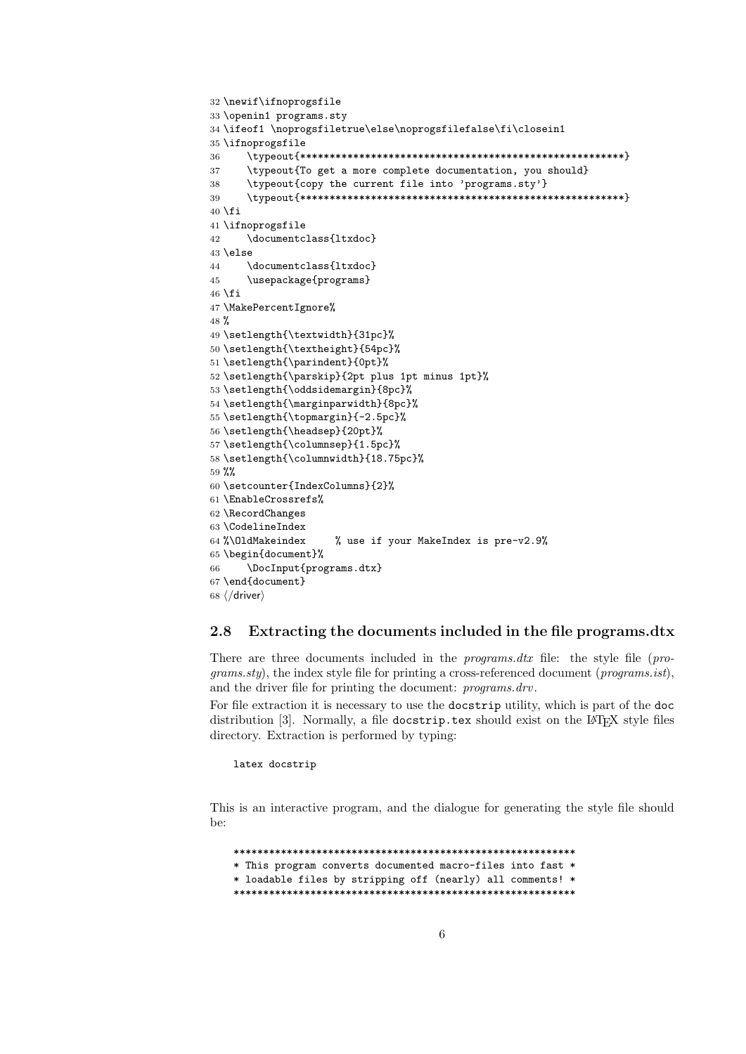```
32 \newif\ifnoprogsfile
33 \openin1 programs.sty
34 \ifeof1 \noprogsfiletrue\else\noprogsfilefalse\fi\closein1
35 \ifnoprogsfile
36     \typeout{*******************************************************}
37     \typeout{To get a more complete documentation, you should}
38     \typeout{copy the current file into 'programs.sty'}
39     \typeout{*******************************************************}
40 \fi
41 \ifnoprogsfile
42     \documentclass{ltxdoc}
43 \else
44     \documentclass{ltxdoc}
45     \usepackage{programs}
46 \fi
47 \MakePercentIgnore%
48 %
49 \setlength{\textwidth}{31pc}%
50 \setlength{\textheight}{54pc}%
51 \setlength{\parindent}{0pt}%
52 \setlength{\parskip}{2pt plus 1pt minus 1pt}%
53 \setlength{\oddsidemargin}{8pc}%
54 \setlength{\marginparwidth}{8pc}%
55 \setlength{\topmargin}{-2.5pc}%
56 \setlength{\headsep}{20pt}%
57 \setlength{\columnsep}{1.5pc}%
58 \setlength{\columnwidth}{18.75pc}%
59 %%
60 \setcounter{IndexColumns}{2}%
61 \EnableCrossrefs%
62 \RecordChanges
63 \CodelineIndex
64 %\OldMakeindex     % use if your MakeIndex is pre-v2.9%
65 \begin{document}%
66     \DocInput{programs.dtx}
67 \end{document}
68 </driver>
```

## 2.8 Extracting the documents included in the file programs.dtx

There are three documents included in the *programs.dtx* file: the style file (*programs.sty*), the index style file for printing a cross-referenced document (*programs.ist*), and the driver file for printing the document: *programs.drv*.

For file extraction it is necessary to use the `docstrip` utility, which is part of the `doc` distribution [3]. Normally, a file `docstrip.tex` should exist on the LaTeX style files directory. Extraction is performed by typing:

```
latex docstrip
```

This is an interactive program, and the dialogue for generating the style file should be:

```
**********************************************************
* This program converts documented macro-files into fast *
* loadable files by stripping off (nearly) all comments! *
**********************************************************
```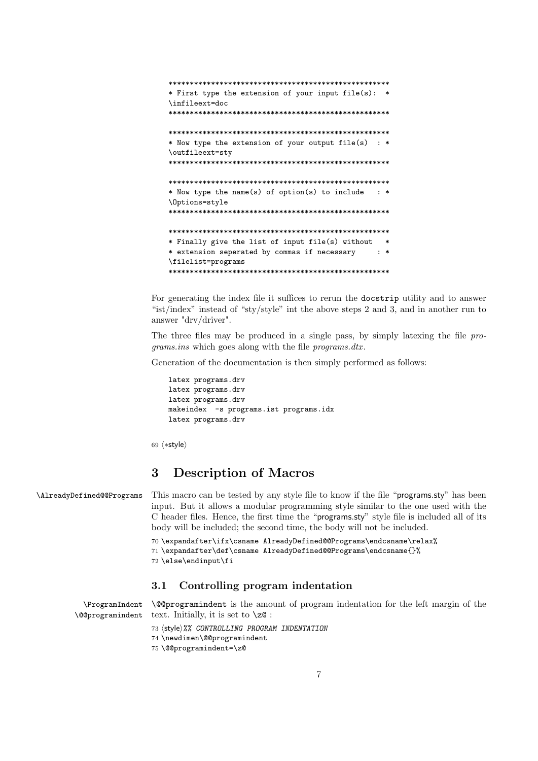```
****************************************************
* First type the extension of your input file(s):  *
\infileext=doc
****************************************************

****************************************************
* Now type the extension of your output file(s)  : *
\outfileext=sty
****************************************************

****************************************************
* Now type the name(s) of option(s) to include   : *
\Options=style
****************************************************

****************************************************
* Finally give the list of input file(s) without   *
* extension seperated by commas if necessary     : *
\filelist=programs
****************************************************
```

For generating the index file it suffices to rerun the docstrip utility and to answer "ist/index" instead of "sty/style" int the above steps 2 and 3, and in another run to answer "drv/driver".

The three files may be produced in a single pass, by simply latexing the file *programs.ins* which goes along with the file *programs.dtx*.

Generation of the documentation is then simply performed as follows:

```
latex programs.drv
latex programs.drv
latex programs.drv
makeindex  -s programs.ist programs.idx
latex programs.drv
```

69 ⟨*style⟩

# 3 Description of Macros

`\AlreadyDefined@@Programs` This macro can be tested by any style file to know if the file "programs.sty" has been input. But it allows a modular programming style similar to the one used with the C header files. Hence, the first time the "programs.sty" style file is included all of its body will be included; the second time, the body will not be included.

```
70 \expandafter\ifx\csname AlreadyDefined@@Programs\endcsname\relax%
71 \expandafter\def\csname AlreadyDefined@@Programs\endcsname{}%
72 \else\endinput\fi
```

## 3.1 Controlling program indentation

`\ProgramIndent` `\@@programindent` `\@@programindent` is the amount of program indentation for the left margin of the text. Initially, it is set to `\z@` :

```
73 ⟨style⟩%% CONTROLLING PROGRAM INDENTATION
74 \newdimen\@@programindent
75 \@@programindent=\z@
```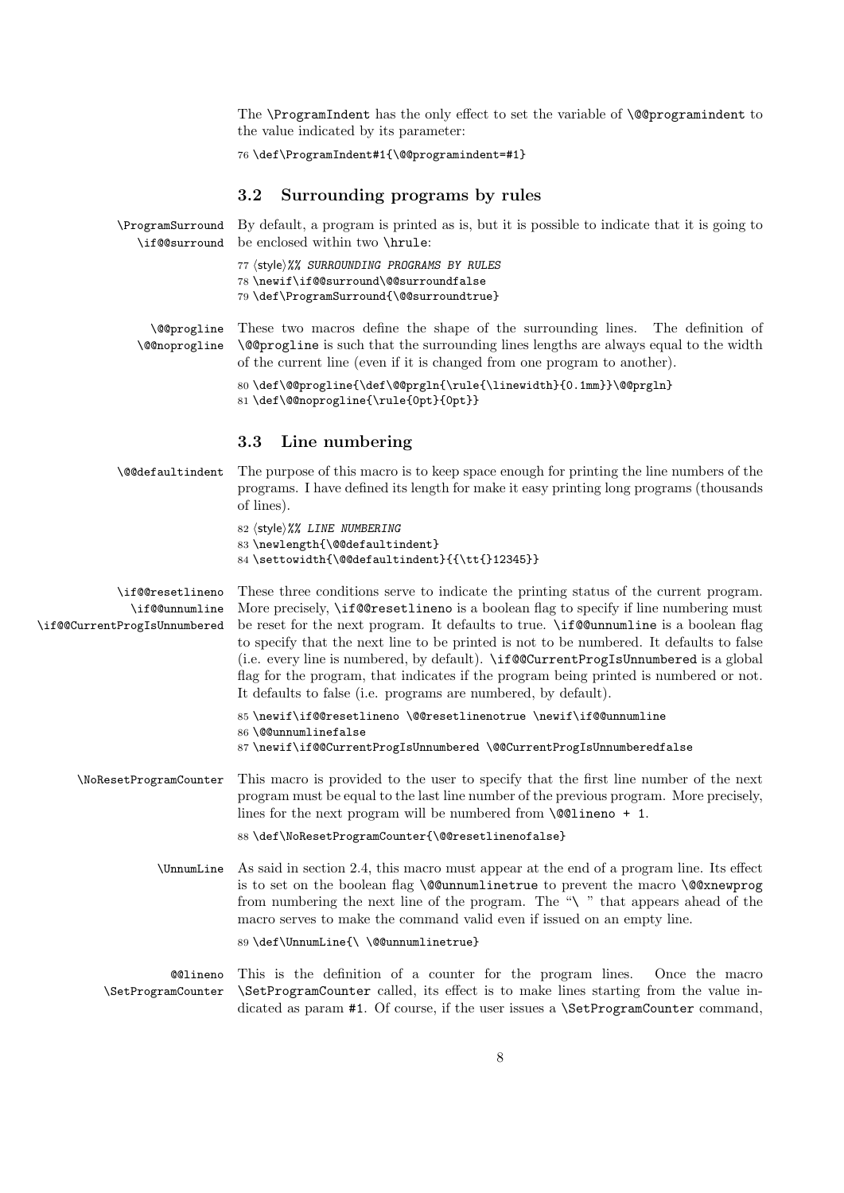The \ProgramIndent has the only effect to set the variable of \@@programindent to the value indicated by its parameter:

```
76 \def\ProgramIndent#1{\@@programindent=#1}
```

## 3.2 Surrounding programs by rules

\ProgramSurround \if@@surround

By default, a program is printed as is, but it is possible to indicate that it is going to be enclosed within two \hrule:

```
77 ⟨style⟩%% SURROUNDING PROGRAMS BY RULES
78 \newif\if@@surround\@@surroundfalse
79 \def\ProgramSurround{\@@surroundtrue}
```

\@@progline \@@noprogline

These two macros define the shape of the surrounding lines. The definition of \@@progline is such that the surrounding lines lengths are always equal to the width of the current line (even if it is changed from one program to another).

```
80 \def\@@progline{\def\@@prgln{\rule{\linewidth}{0.1mm}}\@@prgln}
81 \def\@@noprogline{\rule{0pt}{0pt}}
```

## 3.3 Line numbering

\@@defaultindent

The purpose of this macro is to keep space enough for printing the line numbers of the programs. I have defined its length for make it easy printing long programs (thousands of lines).

```
82 ⟨style⟩%% LINE NUMBERING
83 \newlength{\@@defaultindent}
84 \settowidth{\@@defaultindent}{{\tt{}12345}}
```

\if@@resetlineno \if@@unnumline \if@@CurrentProgIsUnnumbered

These three conditions serve to indicate the printing status of the current program. More precisely, \if@@resetlineno is a boolean flag to specify if line numbering must be reset for the next program. It defaults to true. \if@@unnumline is a boolean flag to specify that the next line to be printed is not to be numbered. It defaults to false (i.e. every line is numbered, by default). \if@@CurrentProgIsUnnumbered is a global flag for the program, that indicates if the program being printed is numbered or not. It defaults to false (i.e. programs are numbered, by default).

```
85 \newif\if@@resetlineno \@@resetlinenotrue \newif\if@@unnumline
86 \@@unnumlinefalse
87 \newif\if@@CurrentProgIsUnnumbered \@@CurrentProgIsUnnumberedfalse
```

\NoResetProgramCounter

This macro is provided to the user to specify that the first line number of the next program must be equal to the last line number of the previous program. More precisely, lines for the next program will be numbered from \@@lineno + 1.

```
88 \def\NoResetProgramCounter{\@@resetlinenofalse}
```

\UnnumLine

As said in section 2.4, this macro must appear at the end of a program line. Its effect is to set on the boolean flag \@@unnumlinetrue to prevent the macro \@@xnewprog from numbering the next line of the program. The "\ " that appears ahead of the macro serves to make the command valid even if issued on an empty line.

```
89 \def\UnnumLine{\ \@@unnumlinetrue}
```

@@lineno \SetProgramCounter

This is the definition of a counter for the program lines. Once the macro \SetProgramCounter called, its effect is to make lines starting from the value indicated as param #1. Of course, if the user issues a \SetProgramCounter command,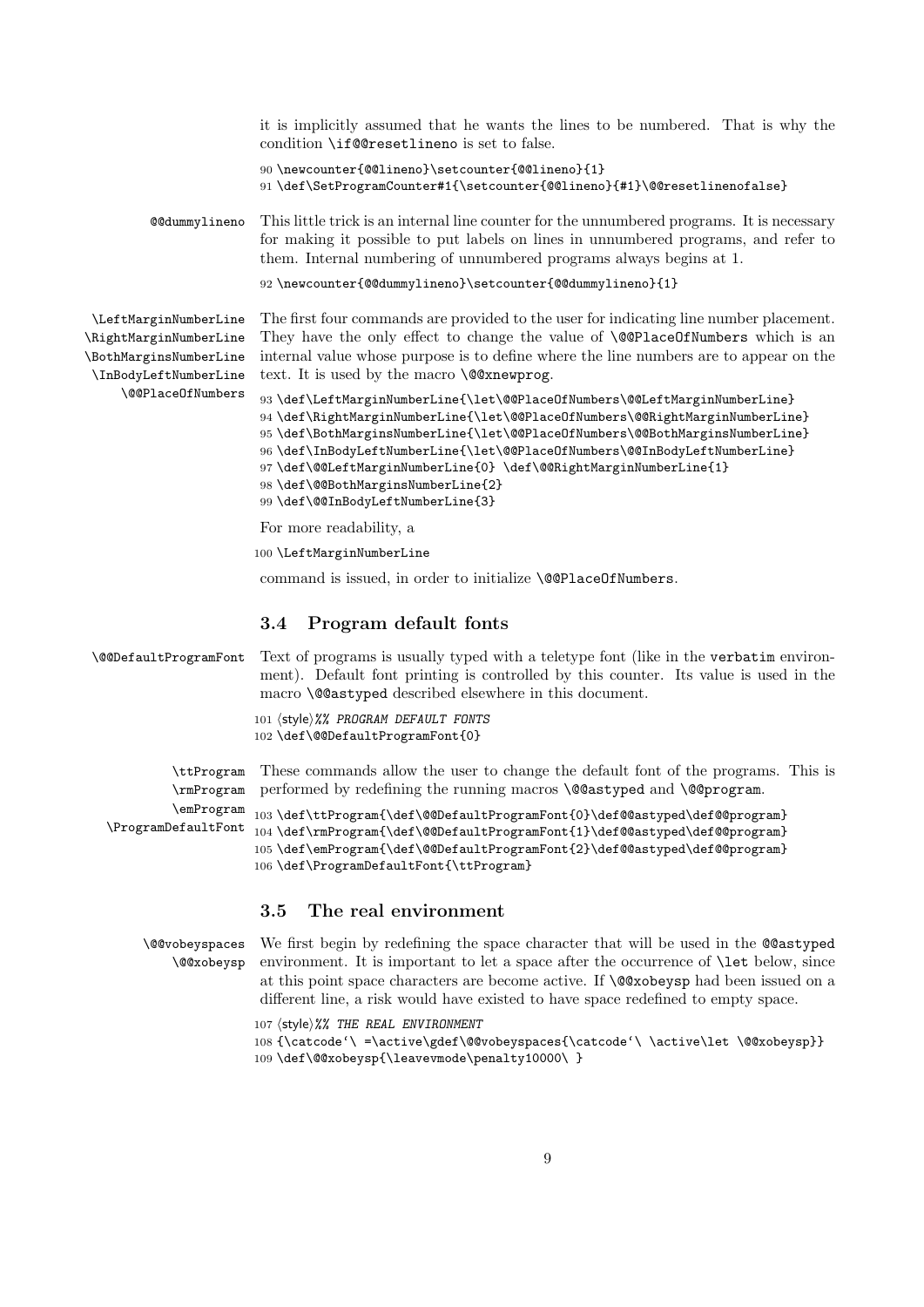it is implicitly assumed that he wants the lines to be numbered. That is why the condition `\if@@resetlineno` is set to false.

```
90 \newcounter{@@lineno}\setcounter{@@lineno}{1}
91 \def\SetProgramCounter#1{\setcounter{@@lineno}{#1}\@@resetlinenofalse}
```

`@@dummylineno` This little trick is an internal line counter for the unnumbered programs. It is necessary for making it possible to put labels on lines in unnumbered programs, and refer to them. Internal numbering of unnumbered programs always begins at 1.

```
92 \newcounter{@@dummylineno}\setcounter{@@dummylineno}{1}
```

`\LeftMarginNumberLine` `\RightMarginNumberLine` `\BothMarginsNumberLine` `\InBodyLeftNumberLine` `\@@PlaceOfNumbers` The first four commands are provided to the user for indicating line number placement. They have the only effect to change the value of `\@@PlaceOfNumbers` which is an internal value whose purpose is to define where the line numbers are to appear on the text. It is used by the macro `\@@xnewprog`.

```
93 \def\LeftMarginNumberLine{\let\@@PlaceOfNumbers\@@LeftMarginNumberLine}
94 \def\RightMarginNumberLine{\let\@@PlaceOfNumbers\@@RightMarginNumberLine}
95 \def\BothMarginsNumberLine{\let\@@PlaceOfNumbers\@@BothMarginsNumberLine}
96 \def\InBodyLeftNumberLine{\let\@@PlaceOfNumbers\@@InBodyLeftNumberLine}
97 \def\@@LeftMarginNumberLine{0} \def\@@RightMarginNumberLine{1}
98 \def\@@BothMarginsNumberLine{2}
99 \def\@@InBodyLeftNumberLine{3}
```

For more readability, a

```
100 \LeftMarginNumberLine
```

command is issued, in order to initialize `\@@PlaceOfNumbers`.

### 3.4 Program default fonts

`\@@DefaultProgramFont` Text of programs is usually typed with a teletype font (like in the `verbatim` environment). Default font printing is controlled by this counter. Its value is used in the macro `\@@astyped` described elsewhere in this document.

```
101 ⟨style⟩%% PROGRAM DEFAULT FONTS
102 \def\@@DefaultProgramFont{0}
```

`\ttProgram` `\rmProgram` `\emProgram` `\ProgramDefaultFont` These commands allow the user to change the default font of the programs. This is performed by redefining the running macros `\@@astyped` and `\@@program`.

```
103 \def\ttProgram{\def\@@DefaultProgramFont{0}\def@@astyped\def@@program}
104 \def\rmProgram{\def\@@DefaultProgramFont{1}\def@@astyped\def@@program}
105 \def\emProgram{\def\@@DefaultProgramFont{2}\def@@astyped\def@@program}
106 \def\ProgramDefaultFont{\ttProgram}
```

### 3.5 The real environment

`\@@vobeyspaces` `\@@xobeysp` We first begin by redefining the space character that will be used in the `@@astyped` environment. It is important to let a space after the occurrence of `\let` below, since at this point space characters are become active. If `\@@xobeysp` had been issued on a different line, a risk would have existed to have space redefined to empty space.

```
107 ⟨style⟩%% THE REAL ENVIRONMENT
108 {\catcode`\ =\active\gdef\@@vobeyspaces{\catcode`\ \active\let \@@xobeysp}}
109 \def\@@xobeysp{\leavevmode\penalty10000\ }
```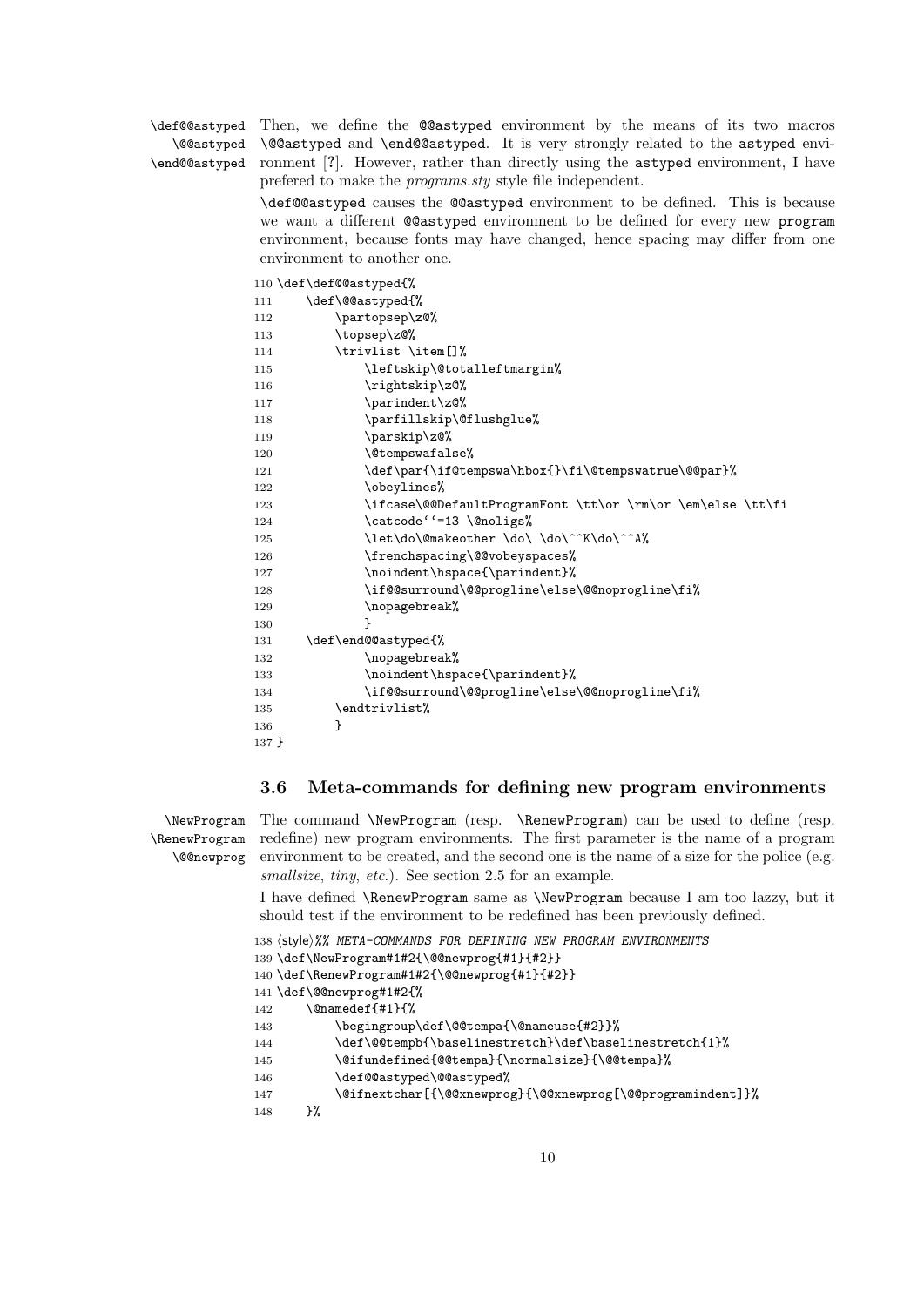\def@@astyped
\@@astyped
\end@@astyped

Then, we define the `@@astyped` environment by the means of its two macros `\@@astyped` and `\end@@astyped`. It is very strongly related to the `astyped` environment [?]. However, rather than directly using the `astyped` environment, I have prefered to make the *programs.sty* style file independent.

`\def@@astyped` causes the `@@astyped` environment to be defined. This is because we want a different `@@astyped` environment to be defined for every new `program` environment, because fonts may have changed, hence spacing may differ from one environment to another one.

```
110 \def\def@@astyped{%
111     \def\@@astyped{%
112         \partopsep\z@%
113         \topsep\z@%
114         \trivlist \item[]%
115             \leftskip\@totalleftmargin%
116             \rightskip\z@%
117             \parindent\z@%
118             \parfillskip\@flushglue%
119             \parskip\z@%
120             \@tempswafalse%
121             \def\par{\if@tempswa\hbox{}\fi\@tempswatrue\@@par}%
122             \obeylines%
123             \ifcase\@@DefaultProgramFont \tt\or \rm\or \em\else \tt\fi
124             \catcode``=13 \@noligs%
125             \let\do\@makeother \do\ \do\^^K\do\^^A%
126             \frenchspacing\@@vobeyspaces%
127             \noindent\hspace{\parindent}%
128             \if@@surround\@@progline\else\@@noprogline\fi%
129             \nopagebreak%
130             }
131     \def\end@@astyped{%
132             \nopagebreak%
133             \noindent\hspace{\parindent}%
134             \if@@surround\@@progline\else\@@noprogline\fi%
135         \endtrivlist%
136         }
137 }
```

### 3.6 Meta-commands for defining new program environments

\NewProgram
\RenewProgram
\@@newprog

The command `\NewProgram` (resp. `\RenewProgram`) can be used to define (resp. redefine) new program environments. The first parameter is the name of a program environment to be created, and the second one is the name of a size for the police (e.g. *smallsize*, *tiny*, *etc.*). See section 2.5 for an example.

I have defined `\RenewProgram` same as `\NewProgram` because I am too lazzy, but it should test if the environment to be redefined has been previously defined.

```
138 ⟨style⟩%% META-COMMANDS FOR DEFINING NEW PROGRAM ENVIRONMENTS
139 \def\NewProgram#1#2{\@@newprog{#1}{#2}}
140 \def\RenewProgram#1#2{\@@newprog{#1}{#2}}
141 \def\@@newprog#1#2{%
142     \@namedef{#1}{%
143         \begingroup\def\@@tempa{\@nameuse{#2}}%
144         \def\@@tempb{\baselinestretch}\def\baselinestretch{1}%
145         \@ifundefined{@@tempa}{\normalsize}{\@@tempa}%
146         \def@@astyped\@@astyped%
147         \@ifnextchar[{\@@xnewprog}{\@@xnewprog[\@@programindent]}%
148     }%
```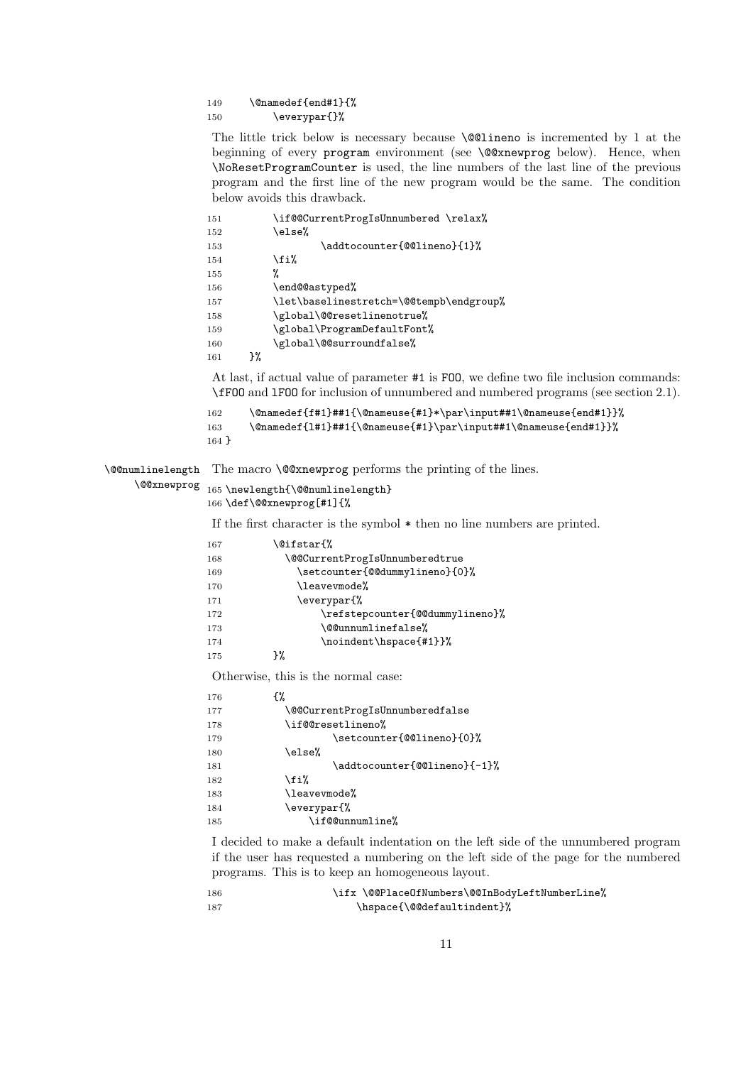```
149     \@namedef{end#1}{%
150         \everypar{}%
```

The little trick below is necessary because `\@@lineno` is incremented by 1 at the beginning of every `program` environment (see `\@@xnewprog` below). Hence, when `\NoResetProgramCounter` is used, the line numbers of the last line of the previous program and the first line of the new program would be the same. The condition below avoids this drawback.

```
151         \if@@CurrentProgIsUnnumbered \relax%
152         \else%
153                 \addtocounter{@@lineno}{1}%
154         \fi%
155         %
156         \end@@astyped%
157         \let\baselinestretch=\@@tempb\endgroup%
158         \global\@@resetlinenotrue%
159         \global\ProgramDefaultFont%
160         \global\@@surroundfalse%
161     }%
```

At last, if actual value of parameter `#1` is `FOO`, we define two file inclusion commands: `\fFOO` and `lFOO` for inclusion of unnumbered and numbered programs (see section 2.1).

```
162     \@namedef{f#1}##1{\@nameuse{#1}*\par\input##1\@nameuse{end#1}}%
163     \@namedef{l#1}##1{\@nameuse{#1}\par\input##1\@nameuse{end#1}}%
164 }
```

`\@@numlinelength` `\@@xnewprog`

The macro `\@@xnewprog` performs the printing of the lines.

```
165 \newlength{\@@numlinelength}
166 \def\@@xnewprog[#1]{%
```

If the first character is the symbol `*` then no line numbers are printed.

```
167         \@ifstar{%
168           \@@CurrentProgIsUnnumberedtrue
169             \setcounter{@@dummylineno}{0}%
170             \leavevmode%
171             \everypar{%
172                 \refstepcounter{@@dummylineno}%
173                 \@@unnumlinefalse%
174                 \noindent\hspace{#1}}%
175         }%
```

Otherwise, this is the normal case:

```
176         {%
177           \@@CurrentProgIsUnnumberedfalse
178           \if@@resetlineno%
179                   \setcounter{@@lineno}{0}%
180           \else%
181                   \addtocounter{@@lineno}{-1}%
182           \fi%
183           \leavevmode%
184           \everypar{%
185               \if@@unnumline%
```

I decided to make a default indentation on the left side of the unnumbered program if the user has requested a numbering on the left side of the page for the numbered programs. This is to keep an homogeneous layout.

```
186                   \ifx \@@PlaceOfNumbers\@@InBodyLeftNumberLine%
187                       \hspace{\@@defaultindent}%
```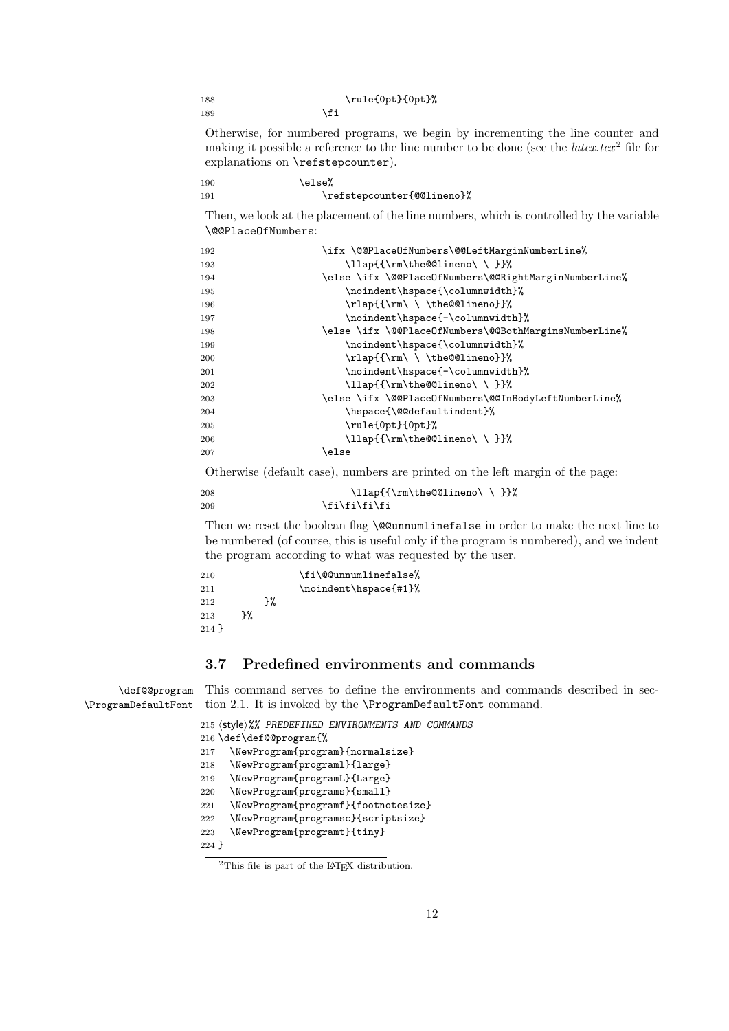```
188                         \rule{0pt}{0pt}%
189                     \fi
```

Otherwise, for numbered programs, we begin by incrementing the line counter and making it possible a reference to the line number to be done (see the *latex.tex*[2] file for explanations on `\refstepcounter`).

```
190                 \else%
191                     \refstepcounter{@@lineno}%
```

Then, we look at the placement of the line numbers, which is controlled by the variable `\@@PlaceOfNumbers`:

```
192                     \ifx \@@PlaceOfNumbers\@@LeftMarginNumberLine%
193                         \llap{{\rm\the@@lineno\ \ }}%
194                     \else \ifx \@@PlaceOfNumbers\@@RightMarginNumberLine%
195                         \noindent\hspace{\columnwidth}%
196                         \rlap{{\rm\ \ \the@@lineno}}%
197                         \noindent\hspace{-\columnwidth}%
198                     \else \ifx \@@PlaceOfNumbers\@@BothMarginsNumberLine%
199                         \noindent\hspace{\columnwidth}%
200                         \rlap{{\rm\ \ \the@@lineno}}%
201                         \noindent\hspace{-\columnwidth}%
202                         \llap{{\rm\the@@lineno\ \ }}%
203                     \else \ifx \@@PlaceOfNumbers\@@InBodyLeftNumberLine%
204                         \hspace{\@@defaultindent}%
205                         \rule{0pt}{0pt}%
206                         \llap{{\rm\the@@lineno\ \ }}%
207                     \else
```

Otherwise (default case), numbers are printed on the left margin of the page:

```
208                          \llap{{\rm\the@@lineno\ \ }}%
209                     \fi\fi\fi\fi
```

Then we reset the boolean flag `\@@unnumlinefalse` in order to make the next line to be numbered (of course, this is useful only if the program is numbered), and we indent the program according to what was requested by the user.

```
210                 \fi\@@unnumlinefalse%
211                 \noindent\hspace{#1}%
212         }%
213     }%
214 }
```

### 3.7 Predefined environments and commands

`\def@@program` `\ProgramDefaultFont` This command serves to define the environments and commands described in section 2.1. It is invoked by the `\ProgramDefaultFont` command.

```
215 ⟨style⟩%% PREDEFINED ENVIRONMENTS AND COMMANDS
216 \def\def@@program{%
217   \NewProgram{program}{normalsize}
218   \NewProgram{programl}{large}
219   \NewProgram{programL}{Large}
220   \NewProgram{programs}{small}
221   \NewProgram{programf}{footnotesize}
222   \NewProgram{programsc}{scriptsize}
223   \NewProgram{programt}{tiny}
224 }
```

[2] This file is part of the LaTeX distribution.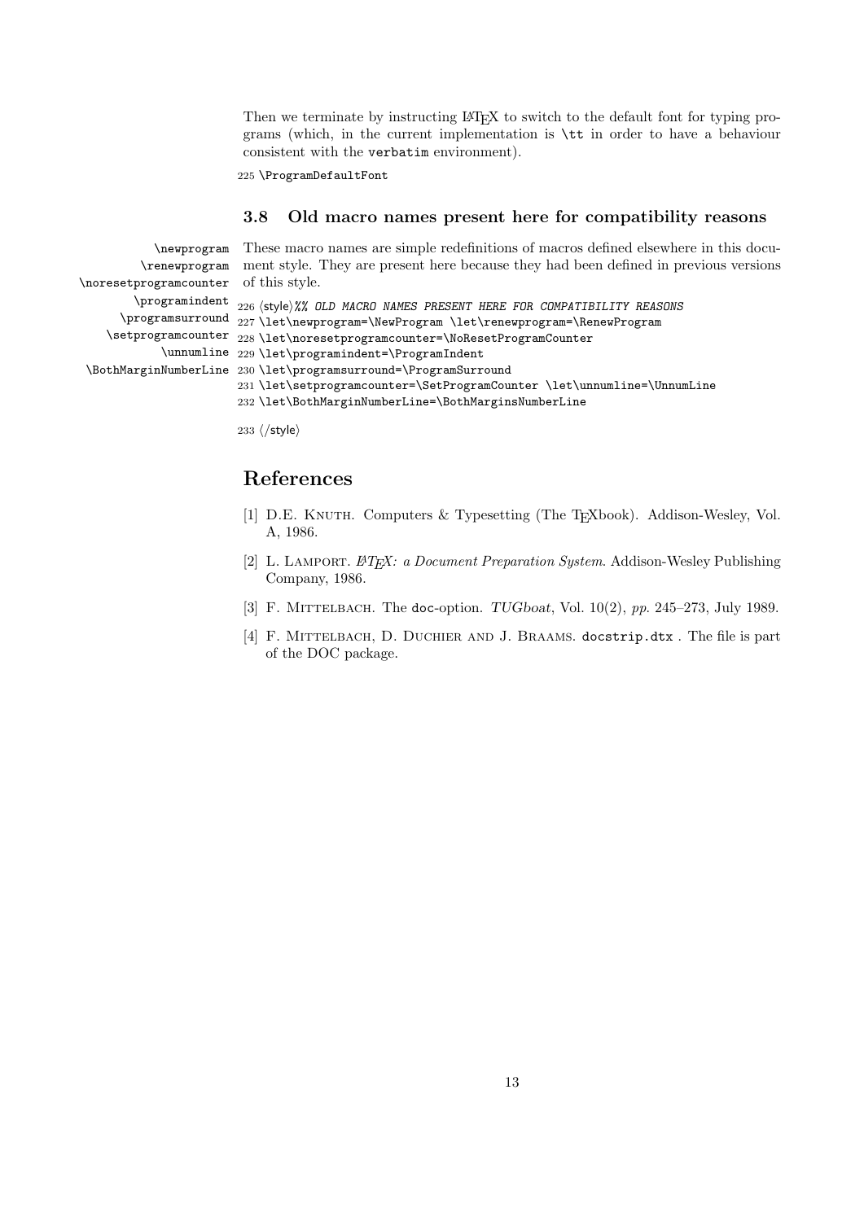Then we terminate by instructing LaTeX to switch to the default font for typing programs (which, in the current implementation is `\tt` in order to have a behaviour consistent with the `verbatim` environment).

```
225 \ProgramDefaultFont
```

### 3.8 Old macro names present here for compatibility reasons

\newprogram
\renewprogram
\noresetprogramcounter
\programindent
\programsurround
\setprogramcounter
\unnumline
\BothMarginNumberLine

These macro names are simple redefinitions of macros defined elsewhere in this document style. They are present here because they had been defined in previous versions of this style.

```
226 ⟨style⟩%% OLD MACRO NAMES PRESENT HERE FOR COMPATIBILITY REASONS
227 \let\newprogram=\NewProgram \let\renewprogram=\RenewProgram
228 \let\noresetprogramcounter=\NoResetProgramCounter
229 \let\programindent=\ProgramIndent
230 \let\programsurround=\ProgramSurround
231 \let\setprogramcounter=\SetProgramCounter \let\unnumline=\UnnumLine
232 \let\BothMarginNumberLine=\BothMarginsNumberLine
233 ⟨/style⟩
```

## References

[1] D.E. Knuth. Computers & Typesetting (The TeXbook). Addison-Wesley, Vol. A, 1986.

[2] L. Lamport. *LaTeX: a Document Preparation System*. Addison-Wesley Publishing Company, 1986.

[3] F. Mittelbach. The doc-option. *TUGboat*, Vol. 10(2), *pp.* 245–273, July 1989.

[4] F. Mittelbach, D. Duchier and J. Braams. docstrip.dtx . The file is part of the DOC package.